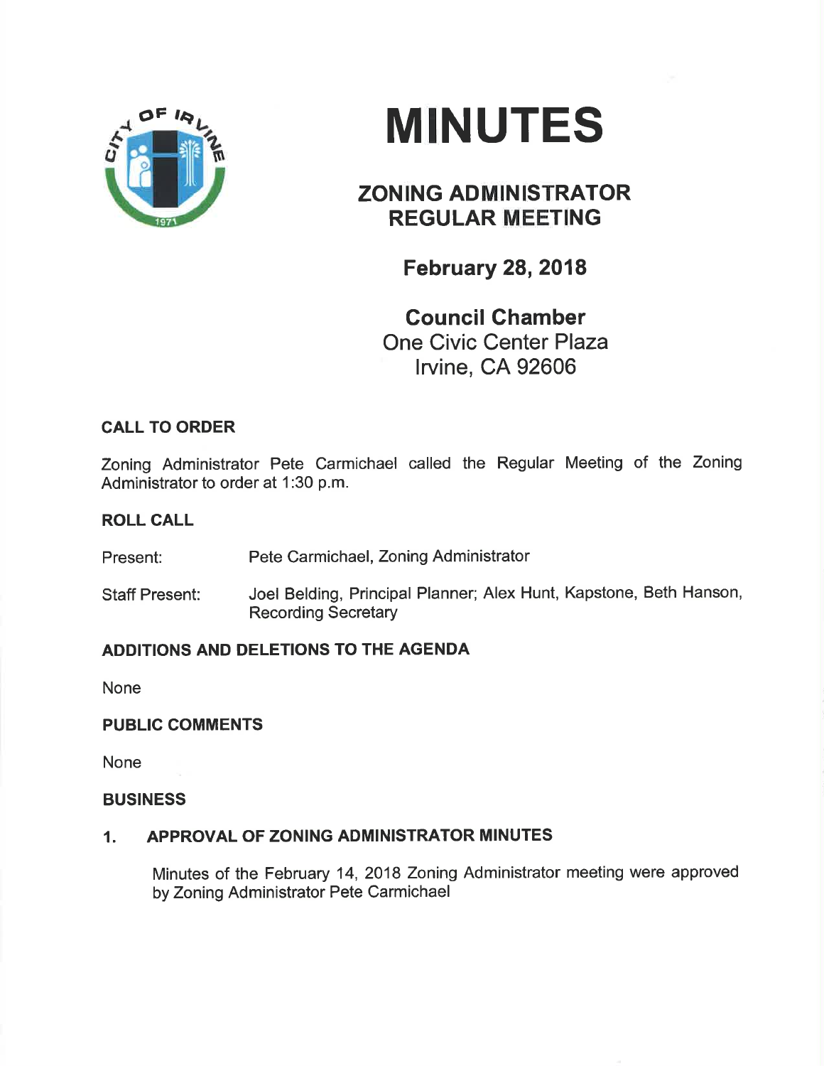# MINUTES

## ZONING ADMINISTRATOR REGULAR MEETING

### February 28, 2018

### Council Chamber
One Civic Center Plaza
Irvine, CA 92606

**CALL TO ORDER**

Zoning Administrator Pete Carmichael called the Regular Meeting of the Zoning Administrator to order at 1:30 p.m.

**ROLL CALL**

Present: Pete Carmichael, Zoning Administrator

Staff Present: Joel Belding, Principal Planner; Alex Hunt, Kapstone, Beth Hanson, Recording Secretary

**ADDITIONS AND DELETIONS TO THE AGENDA**

None

**PUBLIC COMMENTS**

None

**BUSINESS**

**1. APPROVAL OF ZONING ADMINISTRATOR MINUTES**

Minutes of the February 14, 2018 Zoning Administrator meeting were approved by Zoning Administrator Pete Carmichael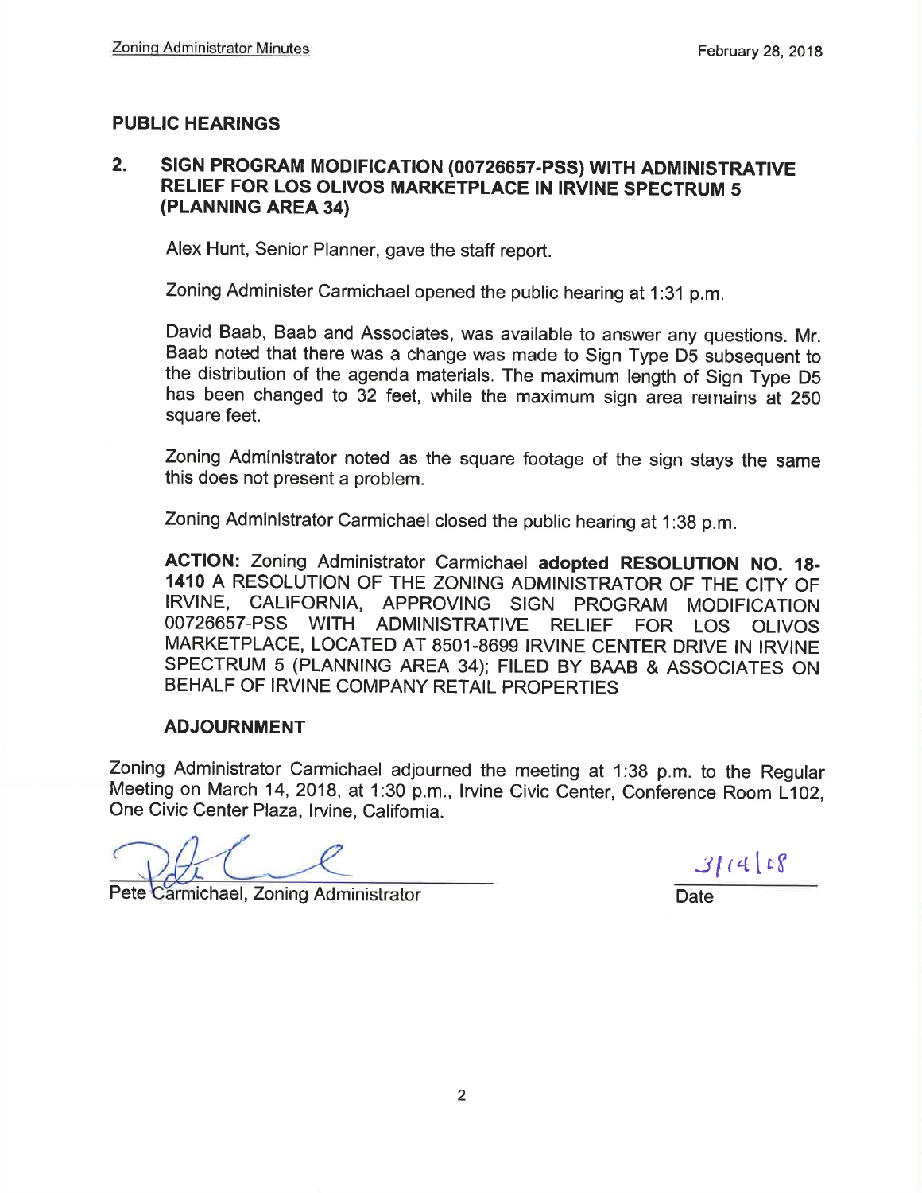## PUBLIC HEARINGS

### 2. SIGN PROGRAM MODIFICATION (00726657-PSS) WITH ADMINISTRATIVE RELIEF FOR LOS OLIVOS MARKETPLACE IN IRVINE SPECTRUM 5 (PLANNING AREA 34)

Alex Hunt, Senior Planner, gave the staff report.

Zoning Administer Carmichael opened the public hearing at 1:31 p.m.

David Baab, Baab and Associates, was available to answer any questions. Mr. Baab noted that there was a change was made to Sign Type D5 subsequent to the distribution of the agenda materials. The maximum length of Sign Type D5 has been changed to 32 feet, while the maximum sign area remains at 250 square feet.

Zoning Administrator noted as the square footage of the sign stays the same this does not present a problem.

Zoning Administrator Carmichael closed the public hearing at 1:38 p.m.

**ACTION:** Zoning Administrator Carmichael **adopted RESOLUTION NO. 18-1410** A RESOLUTION OF THE ZONING ADMINISTRATOR OF THE CITY OF IRVINE, CALIFORNIA, APPROVING SIGN PROGRAM MODIFICATION 00726657-PSS WITH ADMINISTRATIVE RELIEF FOR LOS OLIVOS MARKETPLACE, LOCATED AT 8501-8699 IRVINE CENTER DRIVE IN IRVINE SPECTRUM 5 (PLANNING AREA 34); FILED BY BAAB & ASSOCIATES ON BEHALF OF IRVINE COMPANY RETAIL PROPERTIES

## ADJOURNMENT

Zoning Administrator Carmichael adjourned the meeting at 1:38 p.m. to the Regular Meeting on March 14, 2018, at 1:30 p.m., Irvine Civic Center, Conference Room L102, One Civic Center Plaza, Irvine, California.

Pete Carmichael, Zoning Administrator

3/14/18
Date